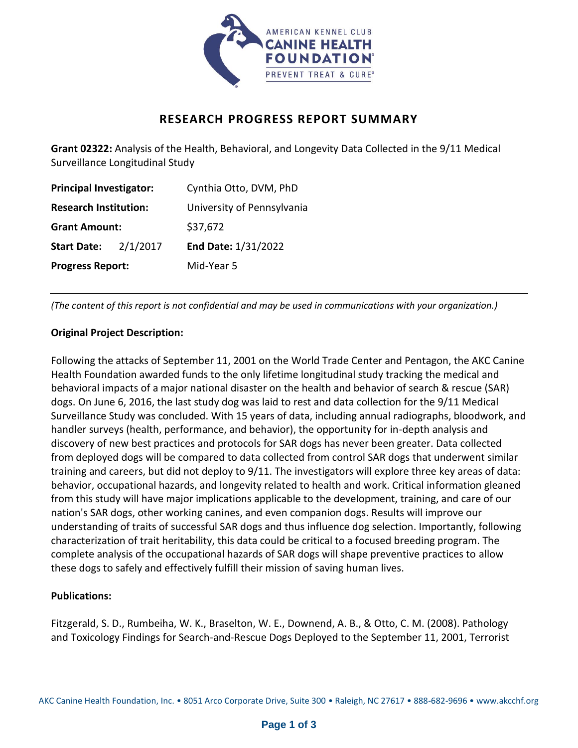# RESEARCH PROGRESS REPORT SUMMARY

**Grant 02322:** Analysis of the Health, Behavioral, and Longevity Data Collected in the 9/11 Medical Surveillance Longitudinal Study

| | |
|---|---|
| **Principal Investigator:** | Cynthia Otto, DVM, PhD |
| **Research Institution:** | University of Pennsylvania |
| **Grant Amount:** | $37,672 |
| **Start Date:** 2/1/2017 | **End Date:** 1/31/2022 |
| **Progress Report:** | Mid-Year 5 |

---

*(The content of this report is not confidential and may be used in communications with your organization.)*

**Original Project Description:**

Following the attacks of September 11, 2001 on the World Trade Center and Pentagon, the AKC Canine Health Foundation awarded funds to the only lifetime longitudinal study tracking the medical and behavioral impacts of a major national disaster on the health and behavior of search & rescue (SAR) dogs. On June 6, 2016, the last study dog was laid to rest and data collection for the 9/11 Medical Surveillance Study was concluded. With 15 years of data, including annual radiographs, bloodwork, and handler surveys (health, performance, and behavior), the opportunity for in-depth analysis and discovery of new best practices and protocols for SAR dogs has never been greater. Data collected from deployed dogs will be compared to data collected from control SAR dogs that underwent similar training and careers, but did not deploy to 9/11. The investigators will explore three key areas of data: behavior, occupational hazards, and longevity related to health and work. Critical information gleaned from this study will have major implications applicable to the development, training, and care of our nation's SAR dogs, other working canines, and even companion dogs. Results will improve our understanding of traits of successful SAR dogs and thus influence dog selection. Importantly, following characterization of trait heritability, this data could be critical to a focused breeding program. The complete analysis of the occupational hazards of SAR dogs will shape preventive practices to allow these dogs to safely and effectively fulfill their mission of saving human lives.

**Publications:**

Fitzgerald, S. D., Rumbeiha, W. K., Braselton, W. E., Downend, A. B., & Otto, C. M. (2008). Pathology and Toxicology Findings for Search-and-Rescue Dogs Deployed to the September 11, 2001, Terrorist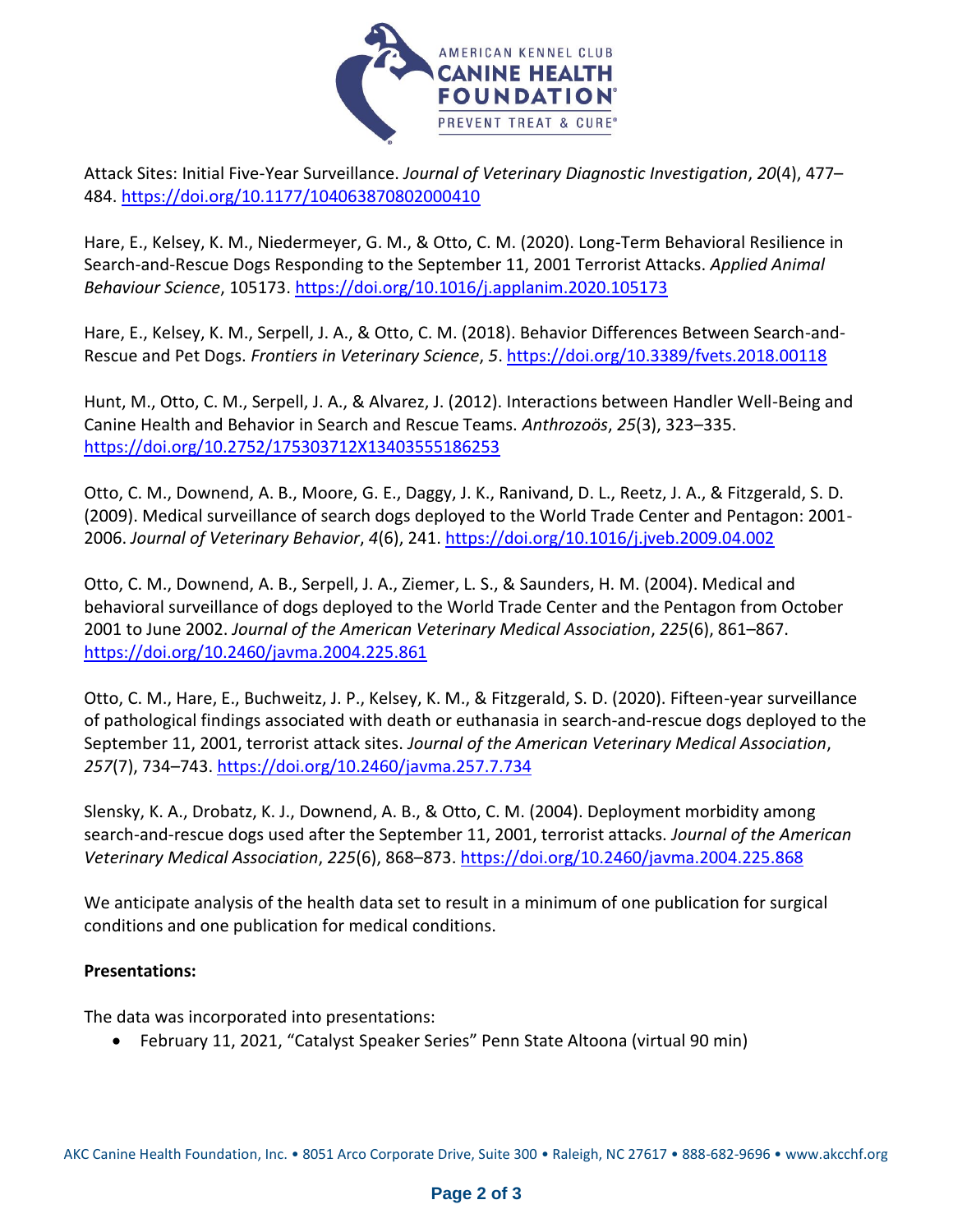Attack Sites: Initial Five-Year Surveillance. *Journal of Veterinary Diagnostic Investigation*, *20*(4), 477–484. https://doi.org/10.1177/104063870802000410

Hare, E., Kelsey, K. M., Niedermeyer, G. M., & Otto, C. M. (2020). Long-Term Behavioral Resilience in Search-and-Rescue Dogs Responding to the September 11, 2001 Terrorist Attacks. *Applied Animal Behaviour Science*, 105173. https://doi.org/10.1016/j.applanim.2020.105173

Hare, E., Kelsey, K. M., Serpell, J. A., & Otto, C. M. (2018). Behavior Differences Between Search-and-Rescue and Pet Dogs. *Frontiers in Veterinary Science*, *5*. https://doi.org/10.3389/fvets.2018.00118

Hunt, M., Otto, C. M., Serpell, J. A., & Alvarez, J. (2012). Interactions between Handler Well-Being and Canine Health and Behavior in Search and Rescue Teams. *Anthrozoös*, *25*(3), 323–335. https://doi.org/10.2752/175303712X13403555186253

Otto, C. M., Downend, A. B., Moore, G. E., Daggy, J. K., Ranivand, D. L., Reetz, J. A., & Fitzgerald, S. D. (2009). Medical surveillance of search dogs deployed to the World Trade Center and Pentagon: 2001-2006. *Journal of Veterinary Behavior*, *4*(6), 241. https://doi.org/10.1016/j.jveb.2009.04.002

Otto, C. M., Downend, A. B., Serpell, J. A., Ziemer, L. S., & Saunders, H. M. (2004). Medical and behavioral surveillance of dogs deployed to the World Trade Center and the Pentagon from October 2001 to June 2002. *Journal of the American Veterinary Medical Association*, *225*(6), 861–867. https://doi.org/10.2460/javma.2004.225.861

Otto, C. M., Hare, E., Buchweitz, J. P., Kelsey, K. M., & Fitzgerald, S. D. (2020). Fifteen-year surveillance of pathological findings associated with death or euthanasia in search-and-rescue dogs deployed to the September 11, 2001, terrorist attack sites. *Journal of the American Veterinary Medical Association*, *257*(7), 734–743. https://doi.org/10.2460/javma.257.7.734

Slensky, K. A., Drobatz, K. J., Downend, A. B., & Otto, C. M. (2004). Deployment morbidity among search-and-rescue dogs used after the September 11, 2001, terrorist attacks. *Journal of the American Veterinary Medical Association*, *225*(6), 868–873. https://doi.org/10.2460/javma.2004.225.868

We anticipate analysis of the health data set to result in a minimum of one publication for surgical conditions and one publication for medical conditions.

**Presentations:**

The data was incorporated into presentations:

- February 11, 2021, "Catalyst Speaker Series" Penn State Altoona (virtual 90 min)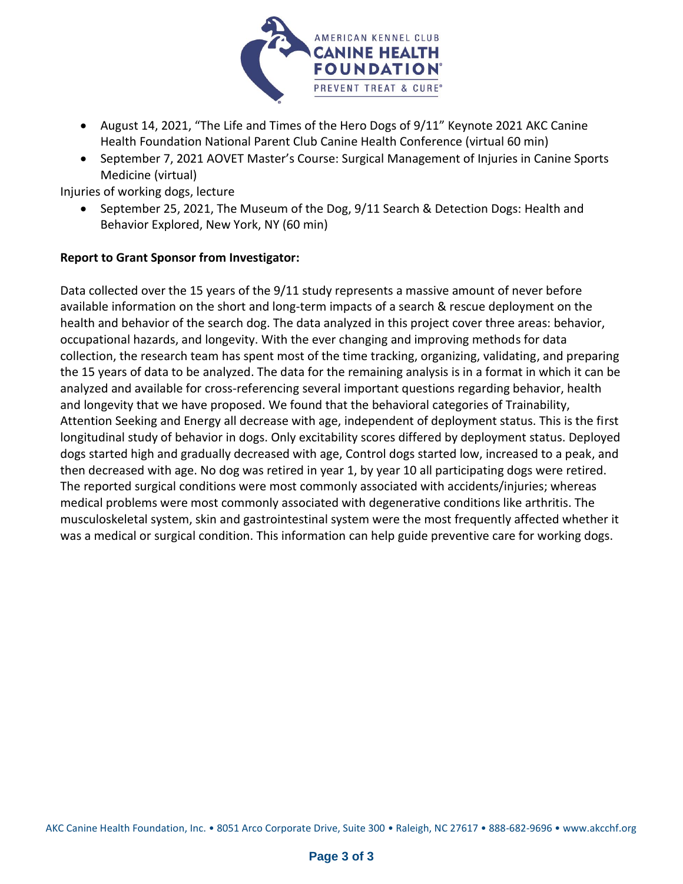- August 14, 2021, "The Life and Times of the Hero Dogs of 9/11" Keynote 2021 AKC Canine Health Foundation National Parent Club Canine Health Conference (virtual 60 min)
- September 7, 2021 AOVET Master's Course: Surgical Management of Injuries in Canine Sports Medicine (virtual)

Injuries of working dogs, lecture

- September 25, 2021, The Museum of the Dog, 9/11 Search & Detection Dogs: Health and Behavior Explored, New York, NY (60 min)

**Report to Grant Sponsor from Investigator:**

Data collected over the 15 years of the 9/11 study represents a massive amount of never before available information on the short and long-term impacts of a search & rescue deployment on the health and behavior of the search dog. The data analyzed in this project cover three areas: behavior, occupational hazards, and longevity. With the ever changing and improving methods for data collection, the research team has spent most of the time tracking, organizing, validating, and preparing the 15 years of data to be analyzed. The data for the remaining analysis is in a format in which it can be analyzed and available for cross-referencing several important questions regarding behavior, health and longevity that we have proposed. We found that the behavioral categories of Trainability, Attention Seeking and Energy all decrease with age, independent of deployment status. This is the first longitudinal study of behavior in dogs. Only excitability scores differed by deployment status. Deployed dogs started high and gradually decreased with age, Control dogs started low, increased to a peak, and then decreased with age. No dog was retired in year 1, by year 10 all participating dogs were retired. The reported surgical conditions were most commonly associated with accidents/injuries; whereas medical problems were most commonly associated with degenerative conditions like arthritis. The musculoskeletal system, skin and gastrointestinal system were the most frequently affected whether it was a medical or surgical condition. This information can help guide preventive care for working dogs.